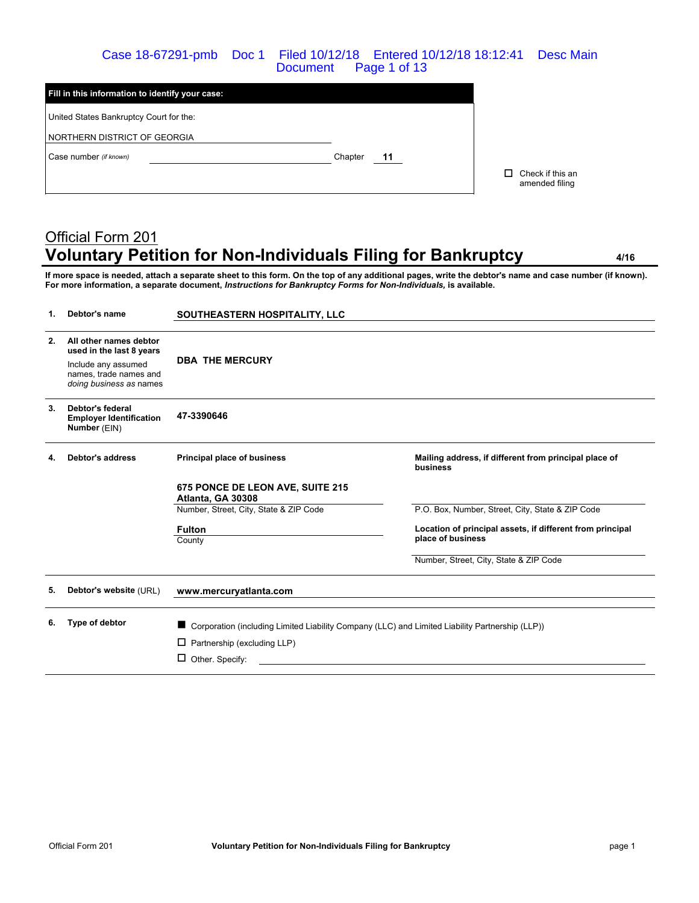**Fill in this information to identify your case:**

United States Bankruptcy Court for the:

NORTHERN DISTRICT OF GEORGIA

Case number *(if known)* \_\_\_\_\_\_\_\_\_\_ Chapter **11**

☐ Check if this an amended filing

## Official Form 201

# Voluntary Petition for Non-Individuals Filing for Bankruptcy

4/16

**If more space is needed, attach a separate sheet to this form. On the top of any additional pages, write the debtor's name and case number (if known). For more information, a separate document, *Instructions for Bankruptcy Forms for Non-Individuals,* is available.**

| | | | |
|---|---|---|---|
| **1.** | **Debtor's name** | **SOUTHEASTERN HOSPITALITY, LLC** | |
| **2.** | **All other names debtor used in the last 8 years**<br>Include any assumed names, trade names and *doing business as* names | **DBA THE MERCURY** | |
| **3.** | **Debtor's federal Employer Identification Number** (EIN) | **47-3390646** | |
| **4.** | **Debtor's address** | **Principal place of business**<br><br>**675 PONCE DE LEON AVE, SUITE 215**<br>**Atlanta, GA 30308**<br>Number, Street, City, State & ZIP Code<br><br>**Fulton**<br>County | **Mailing address, if different from principal place of business**<br><br>P.O. Box, Number, Street, City, State & ZIP Code<br><br>**Location of principal assets, if different from principal place of business**<br><br>Number, Street, City, State & ZIP Code |
| **5.** | **Debtor's website** (URL) | **www.mercuryatlanta.com** | |
| **6.** | **Type of debtor** | ■ Corporation (including Limited Liability Company (LLC) and Limited Liability Partnership (LLP))<br>☐ Partnership (excluding LLP)<br>☐ Other. Specify: | |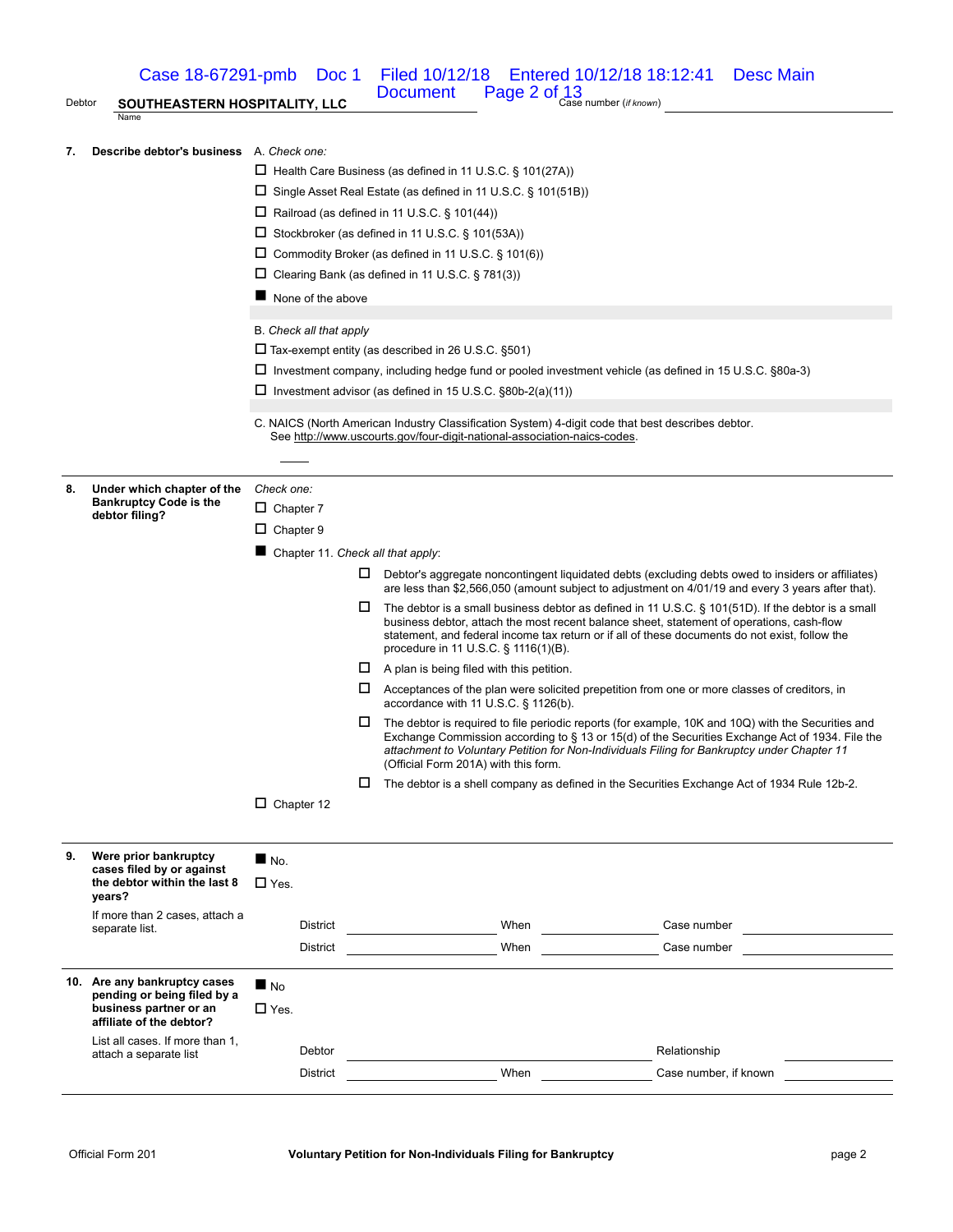Debtor **SOUTHEASTERN HOSPITALITY, LLC** Case number (*if known*)

**7. Describe debtor's business**

A. *Check one:*

- ☐ Health Care Business (as defined in 11 U.S.C. § 101(27A))
- ☐ Single Asset Real Estate (as defined in 11 U.S.C. § 101(51B))
- ☐ Railroad (as defined in 11 U.S.C. § 101(44))
- ☐ Stockbroker (as defined in 11 U.S.C. § 101(53A))
- ☐ Commodity Broker (as defined in 11 U.S.C. § 101(6))
- ☐ Clearing Bank (as defined in 11 U.S.C. § 781(3))
- ■ None of the above

B. *Check all that apply*

- ☐ Tax-exempt entity (as described in 26 U.S.C. §501)
- ☐ Investment company, including hedge fund or pooled investment vehicle (as defined in 15 U.S.C. §80a-3)
- ☐ Investment advisor (as defined in 15 U.S.C. §80b-2(a)(11))

C. NAICS (North American Industry Classification System) 4-digit code that best describes debtor. See http://www.uscourts.gov/four-digit-national-association-naics-codes.

**8. Under which chapter of the Bankruptcy Code is the debtor filing?**

*Check one:*

- ☐ Chapter 7
- ☐ Chapter 9
- ■ Chapter 11. *Check all that apply*:
  - ☐ Debtor's aggregate noncontingent liquidated debts (excluding debts owed to insiders or affiliates) are less than $2,566,050 (amount subject to adjustment on 4/01/19 and every 3 years after that).
  - ☐ The debtor is a small business debtor as defined in 11 U.S.C. § 101(51D). If the debtor is a small business debtor, attach the most recent balance sheet, statement of operations, cash-flow statement, and federal income tax return or if all of these documents do not exist, follow the procedure in 11 U.S.C. § 1116(1)(B).
  - ☐ A plan is being filed with this petition.
  - ☐ Acceptances of the plan were solicited prepetition from one or more classes of creditors, in accordance with 11 U.S.C. § 1126(b).
  - ☐ The debtor is required to file periodic reports (for example, 10K and 10Q) with the Securities and Exchange Commission according to § 13 or 15(d) of the Securities Exchange Act of 1934. File the *attachment to Voluntary Petition for Non-Individuals Filing for Bankruptcy under Chapter 11* (Official Form 201A) with this form.
  - ☐ The debtor is a shell company as defined in the Securities Exchange Act of 1934 Rule 12b-2.
- ☐ Chapter 12

**9. Were prior bankruptcy cases filed by or against the debtor within the last 8 years?**

If more than 2 cases, attach a separate list.

- ■ No.
- ☐ Yes.

District ______ When ______ Case number ______

District ______ When ______ Case number ______

**10. Are any bankruptcy cases pending or being filed by a business partner or an affiliate of the debtor?**

List all cases. If more than 1, attach a separate list

- ■ No
- ☐ Yes.

Debtor ______ Relationship ______

District ______ When ______ Case number, if known ______

Official Form 201 **Voluntary Petition for Non-Individuals Filing for Bankruptcy**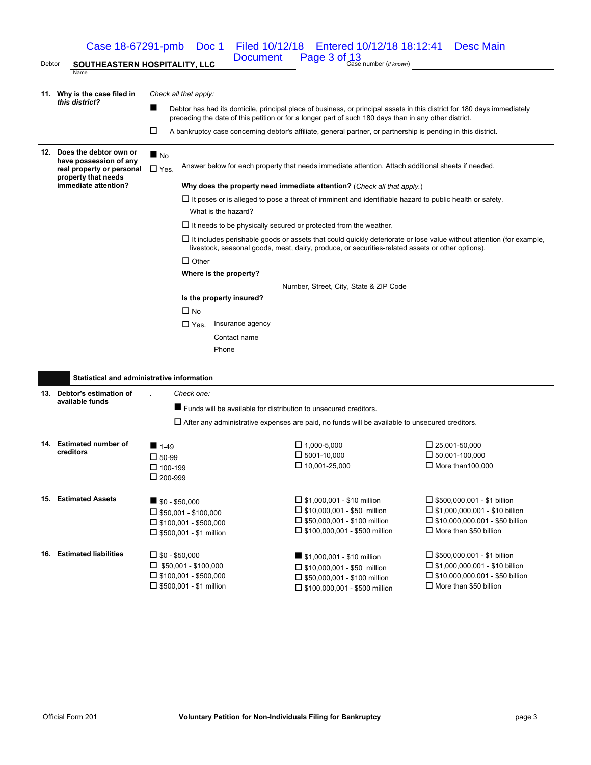Debtor **SOUTHEASTERN HOSPITALITY, LLC** Case number (*if known*)

Name

**11. Why is the case filed in *this district?***

*Check all that apply:*

- ■ Debtor has had its domicile, principal place of business, or principal assets in this district for 180 days immediately preceding the date of this petition or for a longer part of such 180 days than in any other district.
- ☐ A bankruptcy case concerning debtor's affiliate, general partner, or partnership is pending in this district.

**12. Does the debtor own or have possession of any real property or personal property that needs immediate attention?**

■ No

☐ Yes. Answer below for each property that needs immediate attention. Attach additional sheets if needed.

**Why does the property need immediate attention?** (*Check all that apply.*)

☐ It poses or is alleged to pose a threat of imminent and identifiable hazard to public health or safety.

What is the hazard?

☐ It needs to be physically secured or protected from the weather.

☐ It includes perishable goods or assets that could quickly deteriorate or lose value without attention (for example, livestock, seasonal goods, meat, dairy, produce, or securities-related assets or other options).

☐ Other

**Where is the property?**

Number, Street, City, State & ZIP Code

**Is the property insured?**

☐ No

☐ Yes. Insurance agency

Contact name

Phone

## Statistical and administrative information

**13. Debtor's estimation of available funds**

*Check one:*

- ■ Funds will be available for distribution to unsecured creditors.
- ☐ After any administrative expenses are paid, no funds will be available to unsecured creditors.

**14. Estimated number of creditors**

| | | |
|---|---|---|
| ■ 1-49 | ☐ 1,000-5,000 | ☐ 25,001-50,000 |
| ☐ 50-99 | ☐ 5001-10,000 | ☐ 50,001-100,000 |
| ☐ 100-199 | ☐ 10,001-25,000 | ☐ More than100,000 |
| ☐ 200-999 | | |

**15. Estimated Assets**

| | | |
|---|---|---|
| ■ $0 - $50,000 | ☐ $1,000,001 - $10 million | ☐ $500,000,001 - $1 billion |
| ☐ $50,001 - $100,000 | ☐ $10,000,001 - $50 million | ☐ $1,000,000,001 - $10 billion |
| ☐ $100,001 - $500,000 | ☐ $50,000,001 - $100 million | ☐ $10,000,000,001 - $50 billion |
| ☐ $500,001 - $1 million | ☐ $100,000,001 - $500 million | ☐ More than $50 billion |

**16. Estimated liabilities**

| | | |
|---|---|---|
| ☐ $0 - $50,000 | ■ $1,000,001 - $10 million | ☐ $500,000,001 - $1 billion |
| ☐ $50,001 - $100,000 | ☐ $10,000,001 - $50 million | ☐ $1,000,000,001 - $10 billion |
| ☐ $100,001 - $500,000 | ☐ $50,000,001 - $100 million | ☐ $10,000,000,001 - $50 billion |
| ☐ $500,001 - $1 million | ☐ $100,000,001 - $500 million | ☐ More than $50 billion |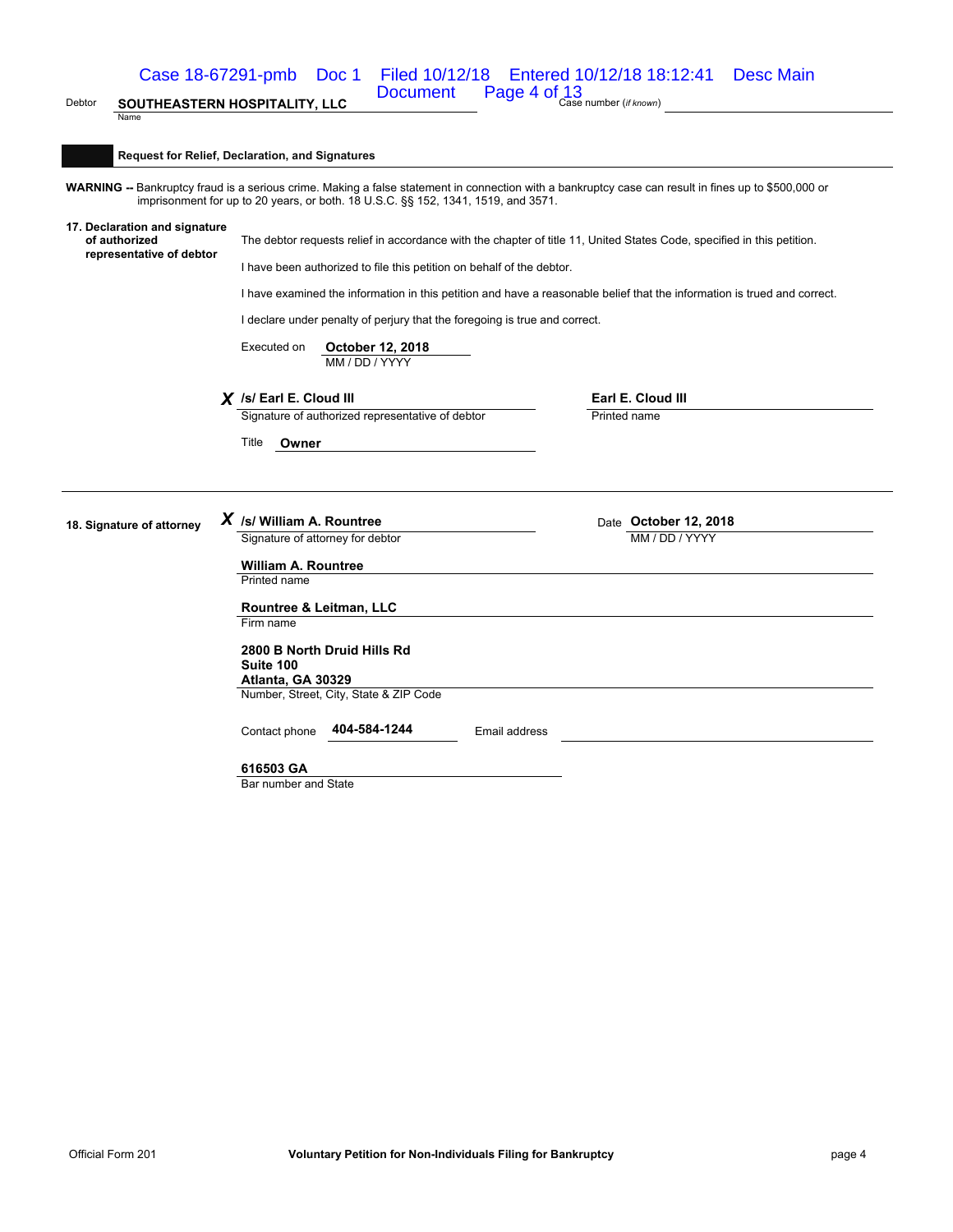Debtor **SOUTHEASTERN HOSPITALITY, LLC**
Name

Case number (*if known*)

## Request for Relief, Declaration, and Signatures

**WARNING --** Bankruptcy fraud is a serious crime. Making a false statement in connection with a bankruptcy case can result in fines up to $500,000 or imprisonment for up to 20 years, or both. 18 U.S.C. §§ 152, 1341, 1519, and 3571.

**17. Declaration and signature of authorized representative of debtor**

The debtor requests relief in accordance with the chapter of title 11, United States Code, specified in this petition.

I have been authorized to file this petition on behalf of the debtor.

I have examined the information in this petition and have a reasonable belief that the information is trued and correct.

I declare under penalty of perjury that the foregoing is true and correct.

Executed on **October 12, 2018**
MM / DD / YYYY

**X /s/ Earl E. Cloud III**
Signature of authorized representative of debtor

**Earl E. Cloud III**
Printed name

Title **Owner**

**18. Signature of attorney**

**X /s/ William A. Rountree**
Signature of attorney for debtor

Date **October 12, 2018**
MM / DD / YYYY

**William A. Rountree**
Printed name

**Rountree & Leitman, LLC**
Firm name

**2800 B North Druid Hills Rd**
**Suite 100**
**Atlanta, GA 30329**
Number, Street, City, State & ZIP Code

Contact phone **404-584-1244** Email address

**616503 GA**
Bar number and State

Official Form 201 **Voluntary Petition for Non-Individuals Filing for Bankruptcy**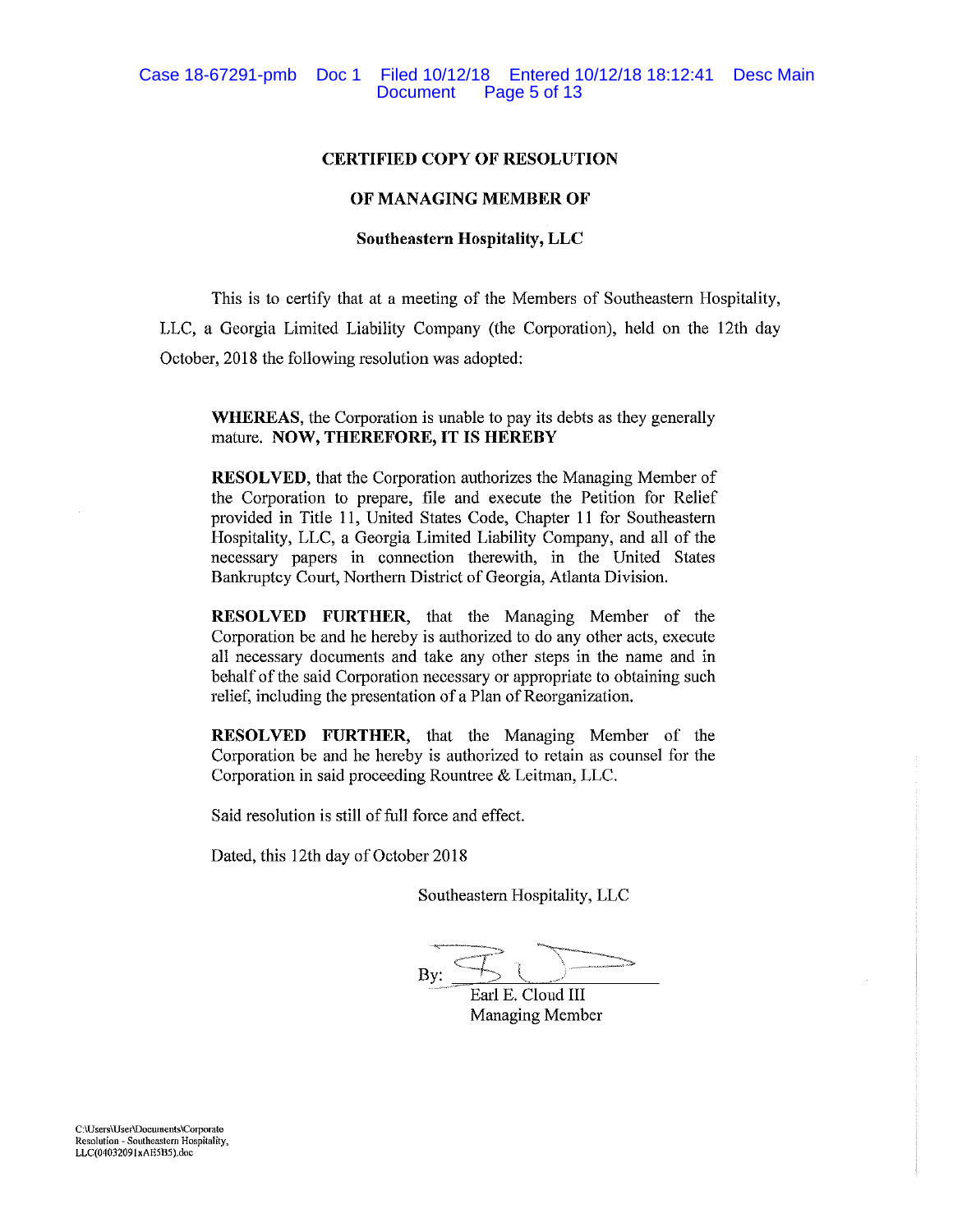**CERTIFIED COPY OF RESOLUTION**

**OF MANAGING MEMBER OF**

**Southeastern Hospitality, LLC**

This is to certify that at a meeting of the Members of Southeastern Hospitality, LLC, a Georgia Limited Liability Company (the Corporation), held on the 12th day October, 2018 the following resolution was adopted:

> **WHEREAS**, the Corporation is unable to pay its debts as they generally mature. **NOW, THEREFORE, IT IS HEREBY**
>
> **RESOLVED**, that the Corporation authorizes the Managing Member of the Corporation to prepare, file and execute the Petition for Relief provided in Title 11, United States Code, Chapter 11 for Southeastern Hospitality, LLC, a Georgia Limited Liability Company, and all of the necessary papers in connection therewith, in the United States Bankruptcy Court, Northern District of Georgia, Atlanta Division.
>
> **RESOLVED FURTHER**, that the Managing Member of the Corporation be and he hereby is authorized to do any other acts, execute all necessary documents and take any other steps in the name and in behalf of the said Corporation necessary or appropriate to obtaining such relief, including the presentation of a Plan of Reorganization.
>
> **RESOLVED FURTHER**, that the Managing Member of the Corporation be and he hereby is authorized to retain as counsel for the Corporation in said proceeding Rountree & Leitman, LLC.
>
> Said resolution is still of full force and effect.
>
> Dated, this 12th day of October 2018

Southeastern Hospitality, LLC

By: ______________________
Earl E. Cloud III
Managing Member

C:\Users\User\Documents\Corporate Resolution - Southeastern Hospitality, LLC(04032091xAE5B5).doc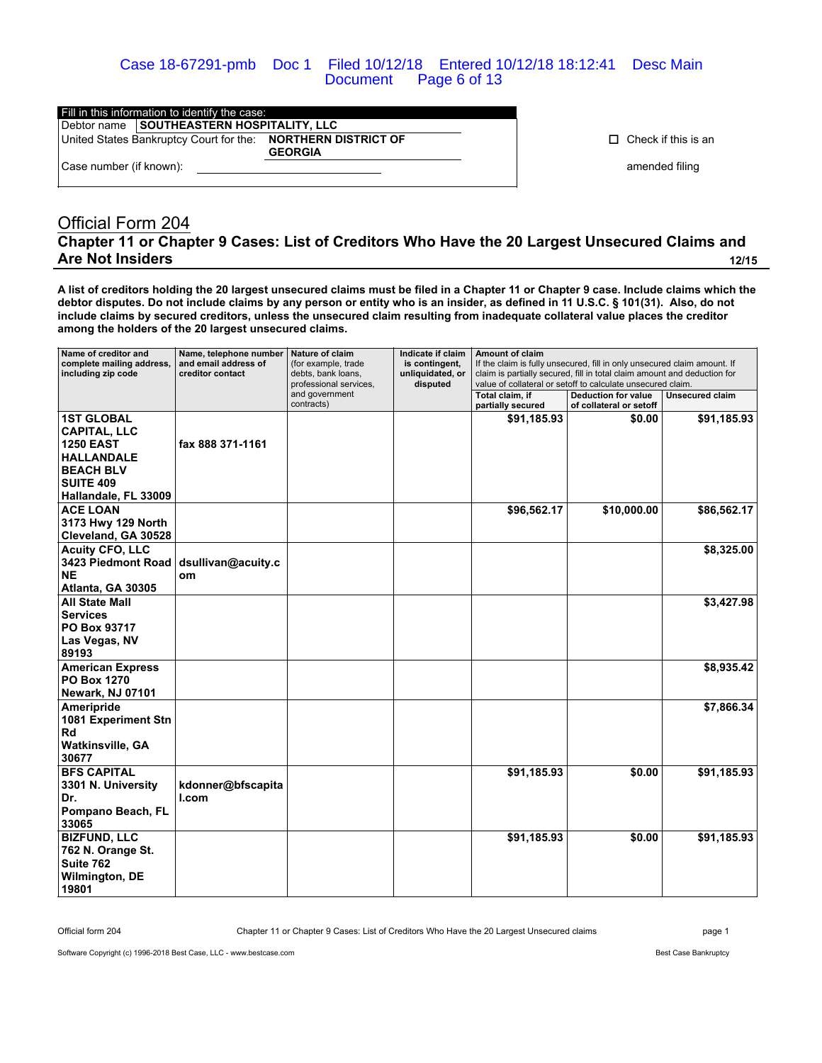| Fill in this information to identify the case: | |
|---|---|
| Debtor name | **SOUTHEASTERN HOSPITALITY, LLC** |
| United States Bankruptcy Court for the: | **NORTHERN DISTRICT OF GEORGIA** |
| Case number (if known): | |

☐ Check if this is an amended filing

# Official Form 204

## Chapter 11 or Chapter 9 Cases: List of Creditors Who Have the 20 Largest Unsecured Claims and Are Not Insiders

12/15

**A list of creditors holding the 20 largest unsecured claims must be filed in a Chapter 11 or Chapter 9 case. Include claims which the debtor disputes. Do not include claims by any person or entity who is an insider, as defined in 11 U.S.C. § 101(31). Also, do not include claims by secured creditors, unless the unsecured claim resulting from inadequate collateral value places the creditor among the holders of the 20 largest unsecured claims.**

| Name of creditor and complete mailing address, including zip code | Name, telephone number and email address of creditor contact | Nature of claim (for example, trade debts, bank loans, professional services, and government contracts) | Indicate if claim is contingent, unliquidated, or disputed | Amount of claim — If the claim is fully unsecured, fill in only unsecured claim amount. If claim is partially secured, fill in total claim amount and deduction for value of collateral or setoff to calculate unsecured claim. | | |
|---|---|---|---|---|---|---|
| | | | | Total claim, if partially secured | Deduction for value of collateral or setoff | Unsecured claim |
| **1ST GLOBAL CAPITAL, LLC 1250 EAST HALLANDALE BEACH BLV SUITE 409 Hallandale, FL 33009** | **fax 888 371-1161** | | | **$91,185.93** | **$0.00** | **$91,185.93** |
| **ACE LOAN 3173 Hwy 129 North Cleveland, GA 30528** | | | | **$96,562.17** | **$10,000.00** | **$86,562.17** |
| **Acuity CFO, LLC 3423 Piedmont Road NE Atlanta, GA 30305** | **dsullivan@acuity.com** | | | | | **$8,325.00** |
| **All State Mall Services PO Box 93717 Las Vegas, NV 89193** | | | | | | **$3,427.98** |
| **American Express PO Box 1270 Newark, NJ 07101** | | | | | | **$8,935.42** |
| **Ameripride 1081 Experiment Stn Rd Watkinsville, GA 30677** | | | | | | **$7,866.34** |
| **BFS CAPITAL 3301 N. University Dr. Pompano Beach, FL 33065** | **kdonner@bfscapital.com** | | | **$91,185.93** | **$0.00** | **$91,185.93** |
| **BIZFUND, LLC 762 N. Orange St. Suite 762 Wilmington, DE 19801** | | | | **$91,185.93** | **$0.00** | **$91,185.93** |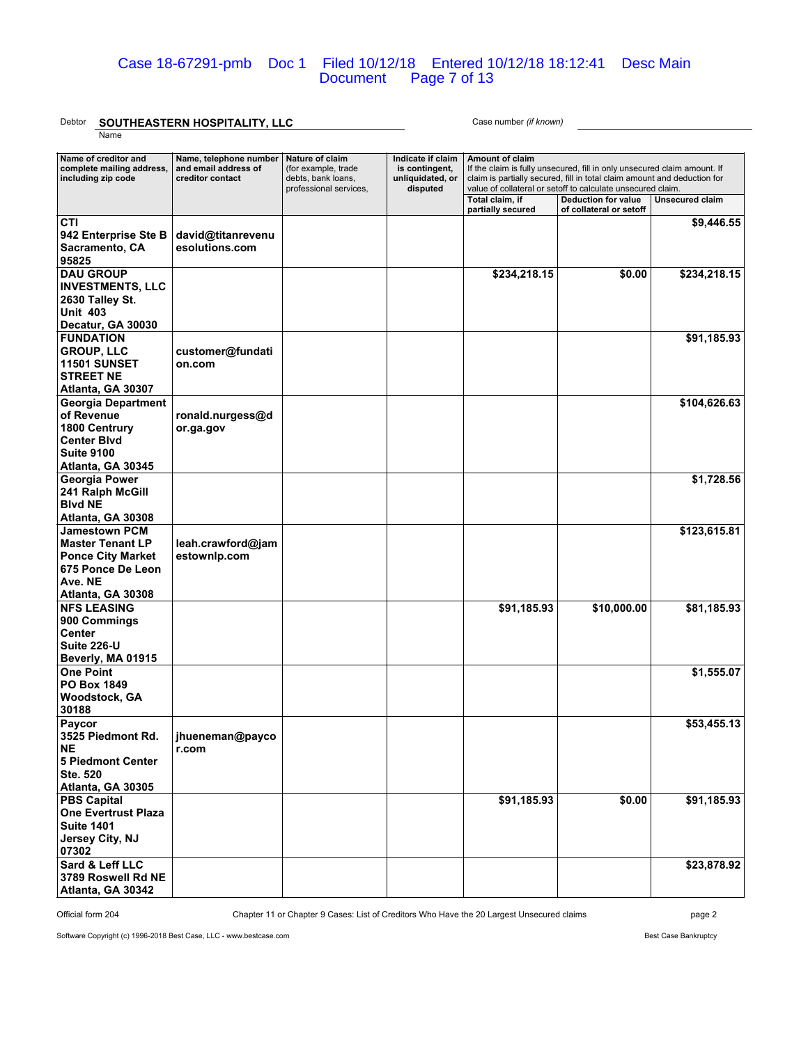Debtor **SOUTHEASTERN HOSPITALITY, LLC**
Name

Case number *(if known)*

| Name of creditor and complete mailing address, including zip code | Name, telephone number and email address of creditor contact | Nature of claim (for example, trade debts, bank loans, professional services, | Indicate if claim is contingent, unliquidated, or disputed | Amount of claim If the claim is fully unsecured, fill in only unsecured claim amount. If claim is partially secured, fill in total claim amount and deduction for value of collateral or setoff to calculate unsecured claim. | | |
|---|---|---|---|---|---|---|
| | | | | Total claim, if partially secured | Deduction for value of collateral or setoff | Unsecured claim |
| **CTI** **942 Enterprise Ste B** **Sacramento, CA 95825** | **david@titanrevenuesolutions.com** | | | | | **$9,446.55** |
| **DAU GROUP INVESTMENTS, LLC** **2630 Talley St. Unit 403** **Decatur, GA 30030** | | | | **$234,218.15** | **$0.00** | **$234,218.15** |
| **FUNDATION GROUP, LLC** **11501 SUNSET STREET NE** **Atlanta, GA 30307** | **customer@fundation.com** | | | | | **$91,185.93** |
| **Georgia Department of Revenue** **1800 Centrury Center Blvd** **Suite 9100** **Atlanta, GA 30345** | **ronald.nurgess@dor.ga.gov** | | | | | **$104,626.63** |
| **Georgia Power** **241 Ralph McGill Blvd NE** **Atlanta, GA 30308** | | | | | | **$1,728.56** |
| **Jamestown PCM Master Tenant LP** **Ponce City Market** **675 Ponce De Leon Ave. NE** **Atlanta, GA 30308** | **leah.crawford@jamestownlp.com** | | | | | **$123,615.81** |
| **NFS LEASING** **900 Commings Center** **Suite 226-U** **Beverly, MA 01915** | | | | **$91,185.93** | **$10,000.00** | **$81,185.93** |
| **One Point** **PO Box 1849** **Woodstock, GA 30188** | | | | | | **$1,555.07** |
| **Paycor** **3525 Piedmont Rd. NE** **5 Piedmont Center** **Ste. 520** **Atlanta, GA 30305** | **jhueneman@paycor.com** | | | | | **$53,455.13** |
| **PBS Capital** **One Evertrust Plaza** **Suite 1401** **Jersey City, NJ 07302** | | | | **$91,185.93** | **$0.00** | **$91,185.93** |
| **Sard & Leff LLC** **3789 Roswell Rd NE** **Atlanta, GA 30342** | | | | | | **$23,878.92** |

Official form 204 — Chapter 11 or Chapter 9 Cases: List of Creditors Who Have the 20 Largest Unsecured claims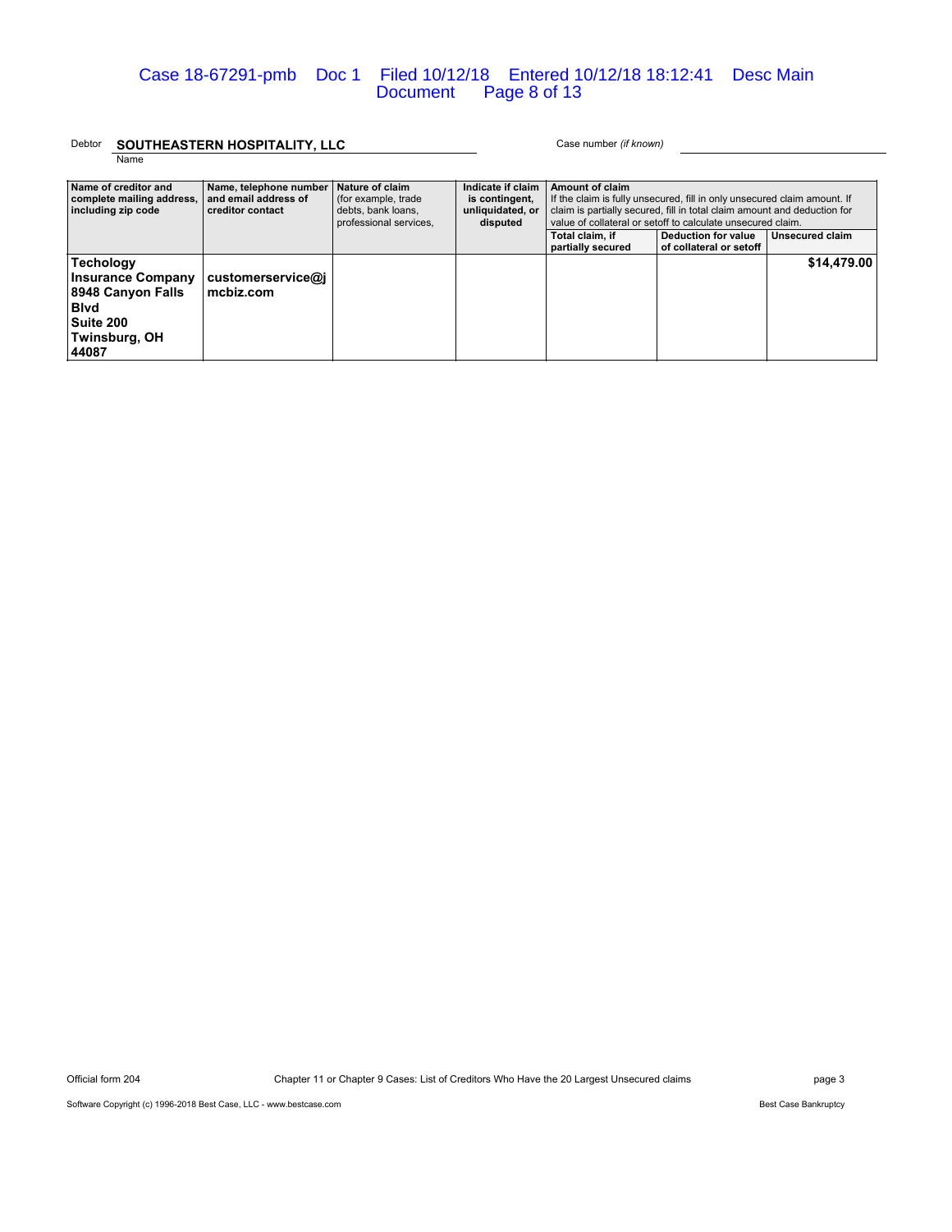Debtor **SOUTHEASTERN HOSPITALITY, LLC** Case number *(if known)*

Name

| Name of creditor and complete mailing address, including zip code | Name, telephone number and email address of creditor contact | Nature of claim (for example, trade debts, bank loans, professional services, | Indicate if claim is contingent, unliquidated, or disputed | Amount of claim If the claim is fully unsecured, fill in only unsecured claim amount. If claim is partially secured, fill in total claim amount and deduction for value of collateral or setoff to calculate unsecured claim. | | |
|---|---|---|---|---|---|---|
| | | | | Total claim, if partially secured | Deduction for value of collateral or setoff | Unsecured claim |
| **Techology Insurance Company 8948 Canyon Falls Blvd Suite 200 Twinsburg, OH 44087** | **customerservice@jmcbiz.com** | | | | | **$14,479.00** |

Official form 204 Chapter 11 or Chapter 9 Cases: List of Creditors Who Have the 20 Largest Unsecured claims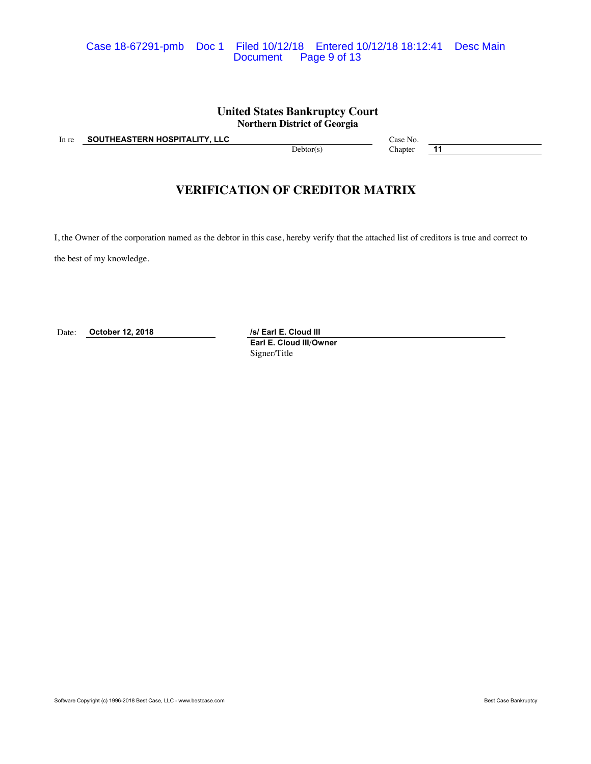# United States Bankruptcy Court
## Northern District of Georgia

In re **SOUTHEASTERN HOSPITALITY, LLC**
Debtor(s)

Case No.
Chapter **11**

## VERIFICATION OF CREDITOR MATRIX

I, the Owner of the corporation named as the debtor in this case, hereby verify that the attached list of creditors is true and correct to the best of my knowledge.

Date: **October 12, 2018**

**/s/ Earl E. Cloud III**
**Earl E. Cloud III/Owner**
Signer/Title

Software Copyright (c) 1996-2018 Best Case, LLC - www.bestcase.com — Best Case Bankruptcy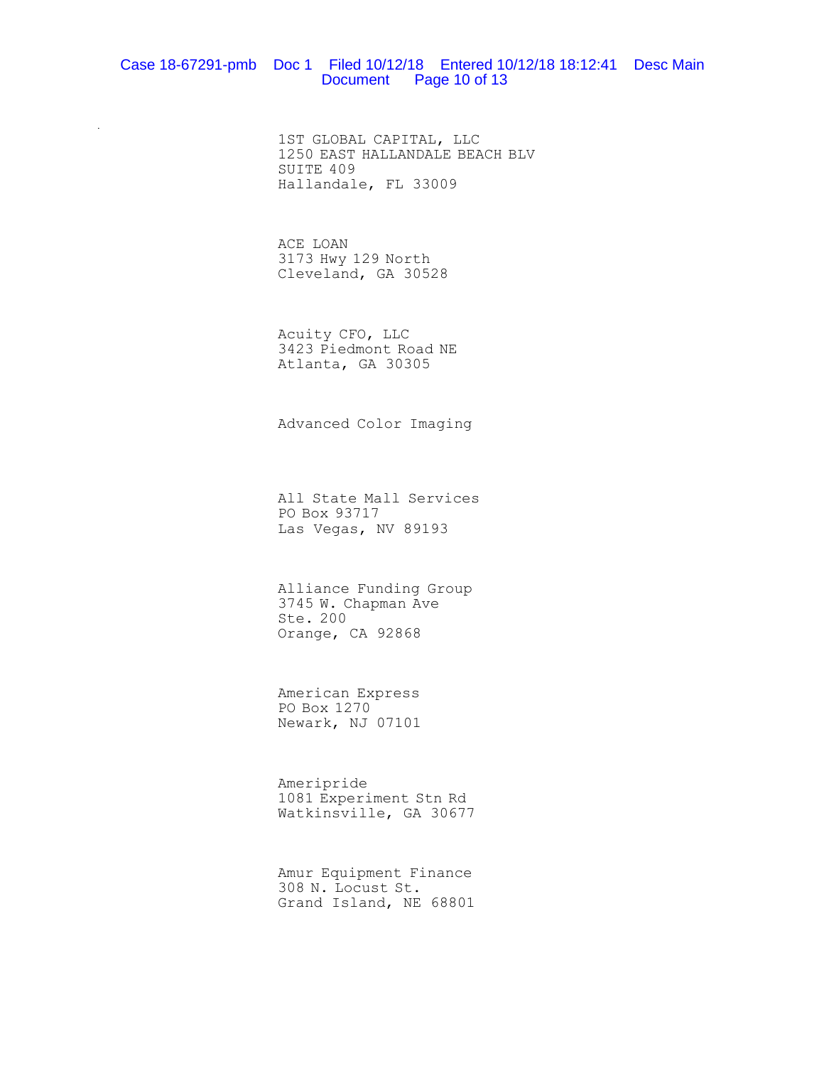1ST GLOBAL CAPITAL, LLC
1250 EAST HALLANDALE BEACH BLV
SUITE 409
Hallandale, FL 33009

ACE LOAN
3173 Hwy 129 North
Cleveland, GA 30528

Acuity CFO, LLC
3423 Piedmont Road NE
Atlanta, GA 30305

Advanced Color Imaging

All State Mall Services
PO Box 93717
Las Vegas, NV 89193

Alliance Funding Group
3745 W. Chapman Ave
Ste. 200
Orange, CA 92868

American Express
PO Box 1270
Newark, NJ 07101

Ameripride
1081 Experiment Stn Rd
Watkinsville, GA 30677

Amur Equipment Finance
308 N. Locust St.
Grand Island, NE 68801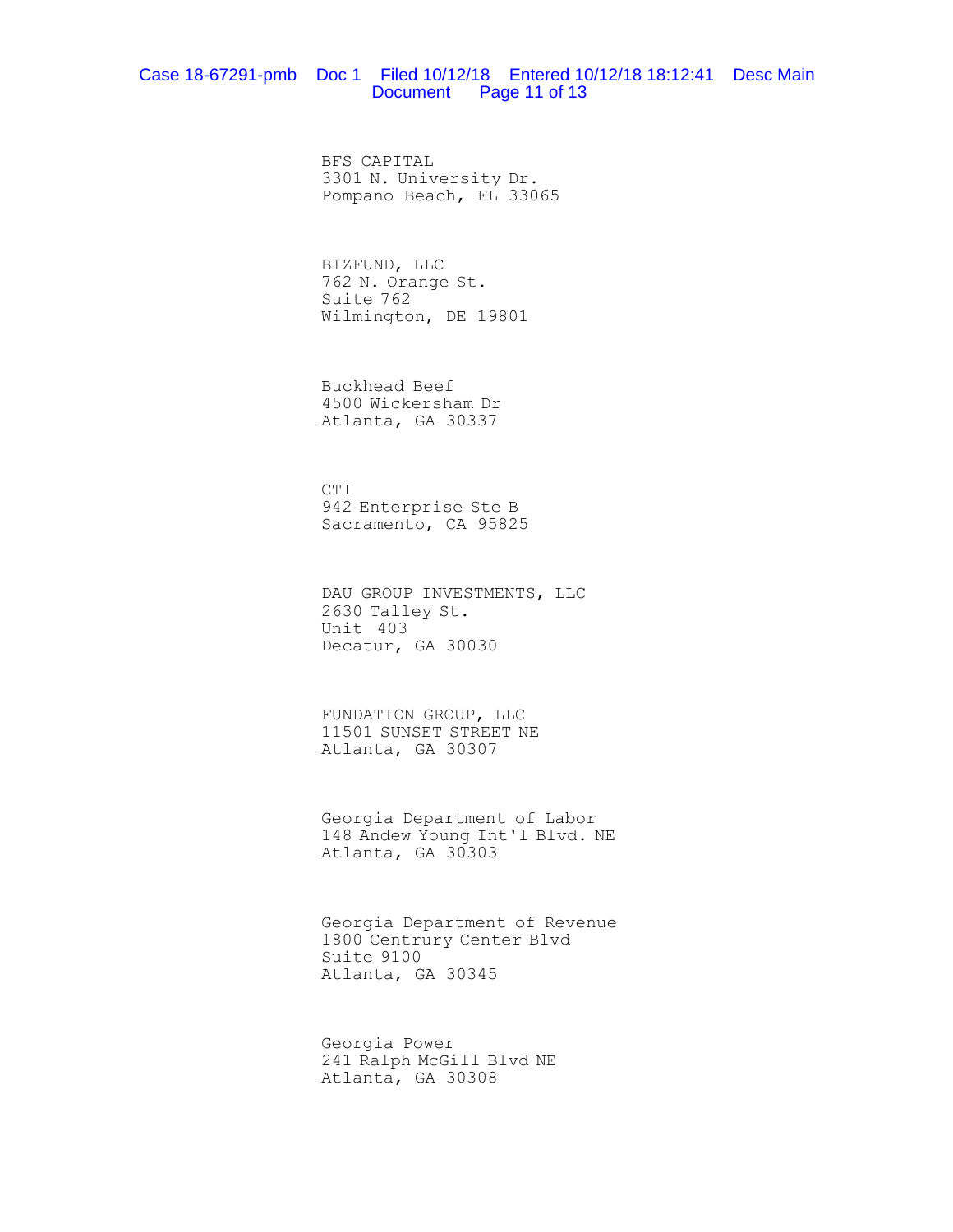BFS CAPITAL
3301 N. University Dr.
Pompano Beach, FL 33065

BIZFUND, LLC
762 N. Orange St.
Suite 762
Wilmington, DE 19801

Buckhead Beef
4500 Wickersham Dr
Atlanta, GA 30337

CTI
942 Enterprise Ste B
Sacramento, CA 95825

DAU GROUP INVESTMENTS, LLC
2630 Talley St.
Unit 403
Decatur, GA 30030

FUNDATION GROUP, LLC
11501 SUNSET STREET NE
Atlanta, GA 30307

Georgia Department of Labor
148 Andew Young Int'l Blvd. NE
Atlanta, GA 30303

Georgia Department of Revenue
1800 Centrury Center Blvd
Suite 9100
Atlanta, GA 30345

Georgia Power
241 Ralph McGill Blvd NE
Atlanta, GA 30308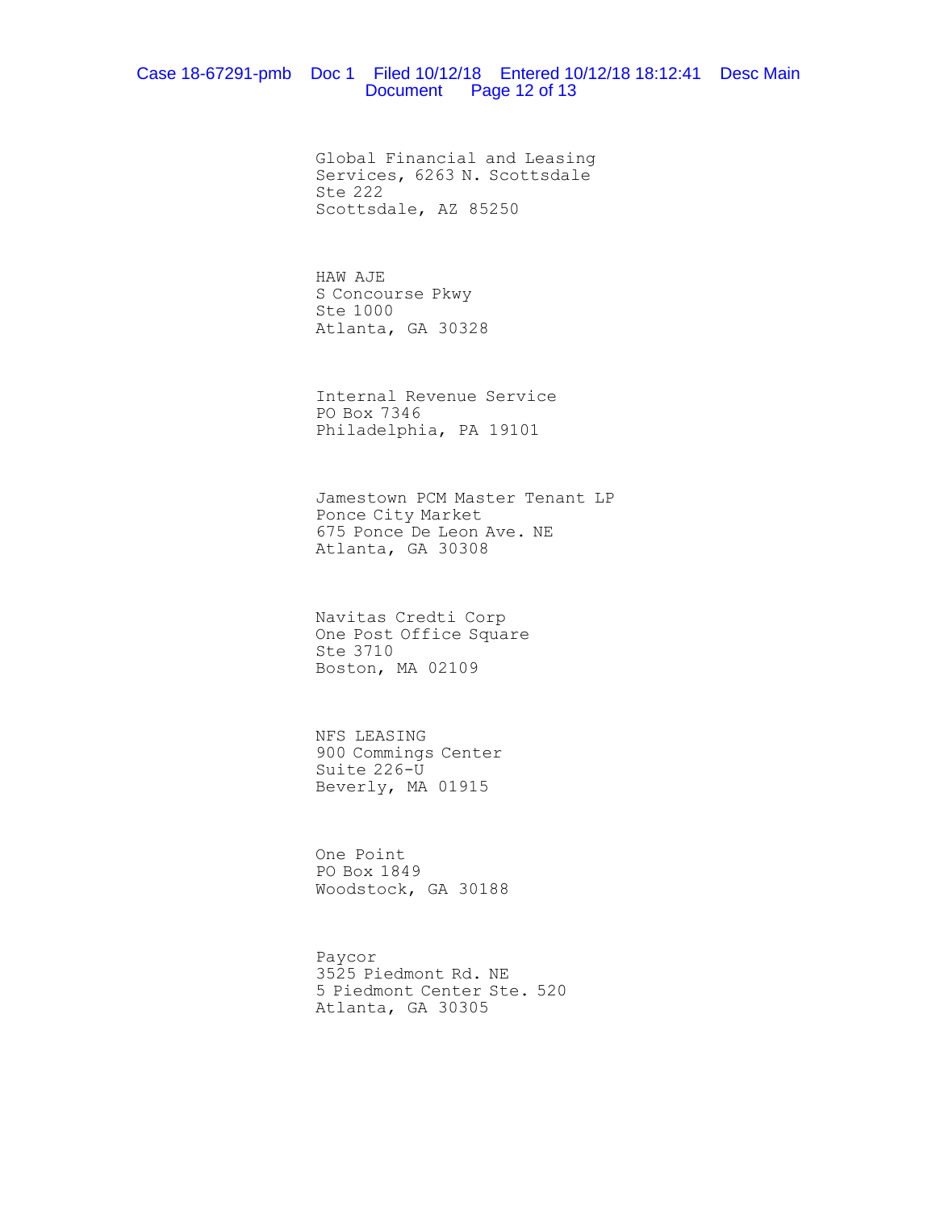Global Financial and Leasing
Services, 6263 N. Scottsdale
Ste 222
Scottsdale, AZ 85250

HAW AJE
S Concourse Pkwy
Ste 1000
Atlanta, GA 30328

Internal Revenue Service
PO Box 7346
Philadelphia, PA 19101

Jamestown PCM Master Tenant LP
Ponce City Market
675 Ponce De Leon Ave. NE
Atlanta, GA 30308

Navitas Credti Corp
One Post Office Square
Ste 3710
Boston, MA 02109

NFS LEASING
900 Commings Center
Suite 226-U
Beverly, MA 01915

One Point
PO Box 1849
Woodstock, GA 30188

Paycor
3525 Piedmont Rd. NE
5 Piedmont Center Ste. 520
Atlanta, GA 30305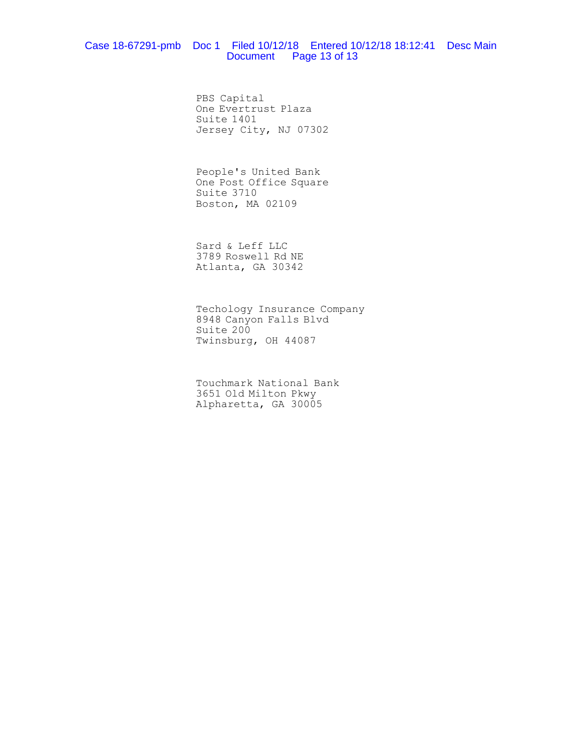PBS Capital
One Evertrust Plaza
Suite 1401
Jersey City, NJ 07302

People's United Bank
One Post Office Square
Suite 3710
Boston, MA 02109

Sard & Leff LLC
3789 Roswell Rd NE
Atlanta, GA 30342

Techology Insurance Company
8948 Canyon Falls Blvd
Suite 200
Twinsburg, OH 44087

Touchmark National Bank
3651 Old Milton Pkwy
Alpharetta, GA 30005